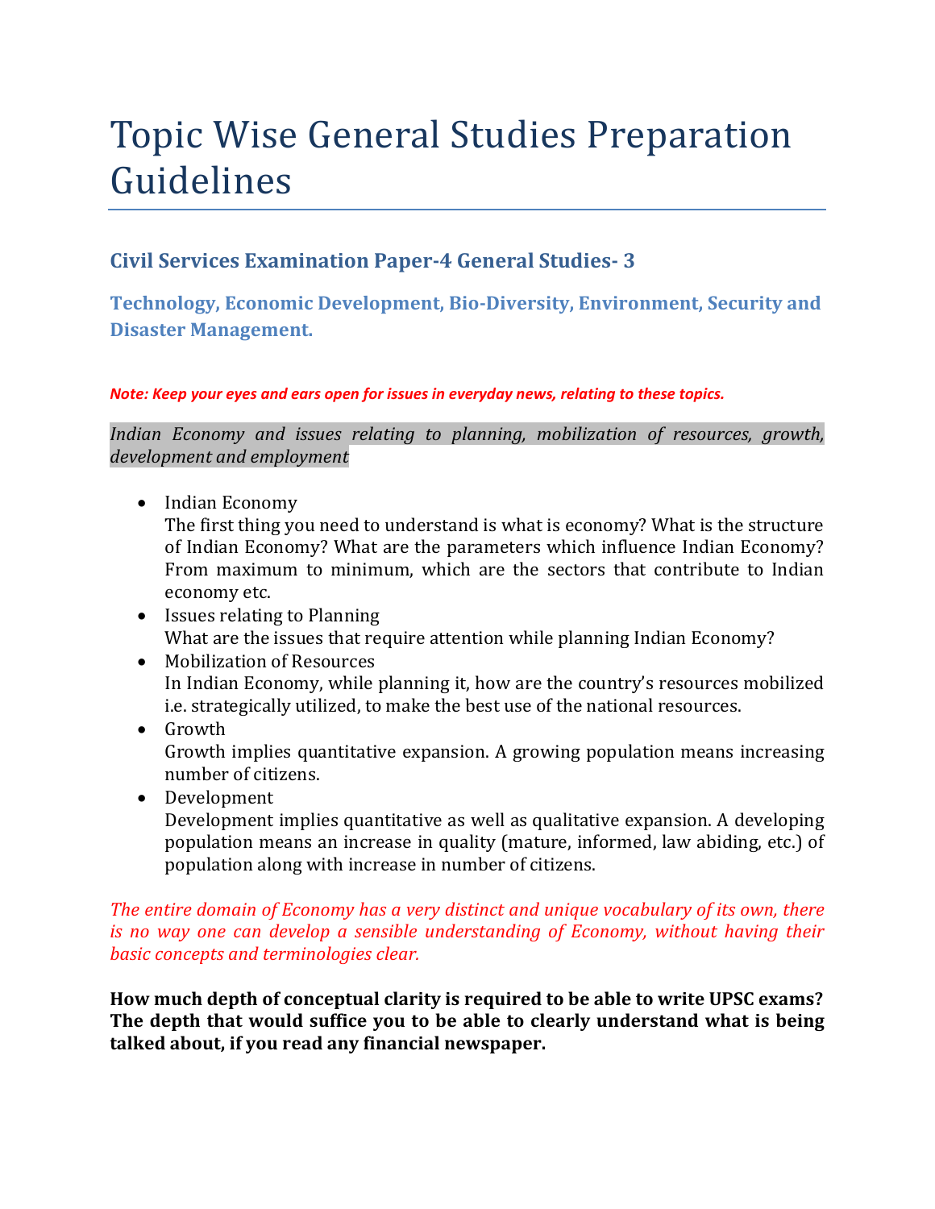# Topic Wise General Studies Preparation Guidelines

## Civil Services Examination Paper-4 General Studies- 3

### Technology, Economic Development, Bio-Diversity, Environment, Security and Disaster Management.

***Note: Keep your eyes and ears open for issues in everyday news, relating to these topics.***

*Indian Economy and issues relating to planning, mobilization of resources, growth, development and employment*

- Indian Economy
  The first thing you need to understand is what is economy? What is the structure of Indian Economy? What are the parameters which influence Indian Economy? From maximum to minimum, which are the sectors that contribute to Indian economy etc.
- Issues relating to Planning
  What are the issues that require attention while planning Indian Economy?
- Mobilization of Resources
  In Indian Economy, while planning it, how are the country's resources mobilized i.e. strategically utilized, to make the best use of the national resources.
- Growth
  Growth implies quantitative expansion. A growing population means increasing number of citizens.
- Development
  Development implies quantitative as well as qualitative expansion. A developing population means an increase in quality (mature, informed, law abiding, etc.) of population along with increase in number of citizens.

*The entire domain of Economy has a very distinct and unique vocabulary of its own, there is no way one can develop a sensible understanding of Economy, without having their basic concepts and terminologies clear.*

**How much depth of conceptual clarity is required to be able to write UPSC exams? The depth that would suffice you to be able to clearly understand what is being talked about, if you read any financial newspaper.**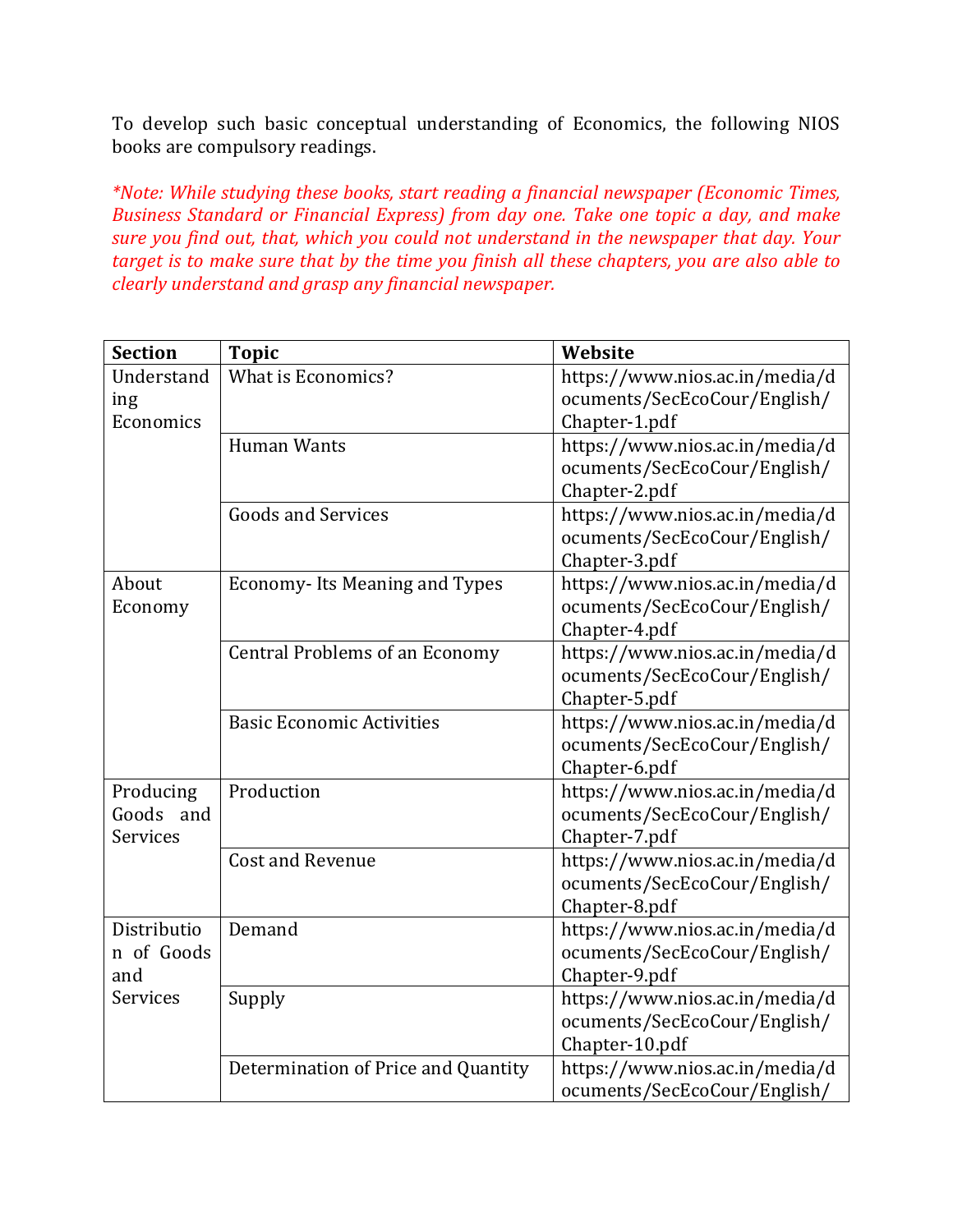To develop such basic conceptual understanding of Economics, the following NIOS books are compulsory readings.

*\*Note: While studying these books, start reading a financial newspaper (Economic Times, Business Standard or Financial Express) from day one. Take one topic a day, and make sure you find out, that, which you could not understand in the newspaper that day. Your target is to make sure that by the time you finish all these chapters, you are also able to clearly understand and grasp any financial newspaper.*

| Section | Topic | Website |
|---|---|---|
| Understanding Economics | What is Economics? | https://www.nios.ac.in/media/documents/SecEcoCour/English/Chapter-1.pdf |
| | Human Wants | https://www.nios.ac.in/media/documents/SecEcoCour/English/Chapter-2.pdf |
| | Goods and Services | https://www.nios.ac.in/media/documents/SecEcoCour/English/Chapter-3.pdf |
| About Economy | Economy- Its Meaning and Types | https://www.nios.ac.in/media/documents/SecEcoCour/English/Chapter-4.pdf |
| | Central Problems of an Economy | https://www.nios.ac.in/media/documents/SecEcoCour/English/Chapter-5.pdf |
| | Basic Economic Activities | https://www.nios.ac.in/media/documents/SecEcoCour/English/Chapter-6.pdf |
| Producing Goods and Services | Production | https://www.nios.ac.in/media/documents/SecEcoCour/English/Chapter-7.pdf |
| | Cost and Revenue | https://www.nios.ac.in/media/documents/SecEcoCour/English/Chapter-8.pdf |
| Distribution of Goods and Services | Demand | https://www.nios.ac.in/media/documents/SecEcoCour/English/Chapter-9.pdf |
| | Supply | https://www.nios.ac.in/media/documents/SecEcoCour/English/Chapter-10.pdf |
| | Determination of Price and Quantity | https://www.nios.ac.in/media/documents/SecEcoCour/English/ |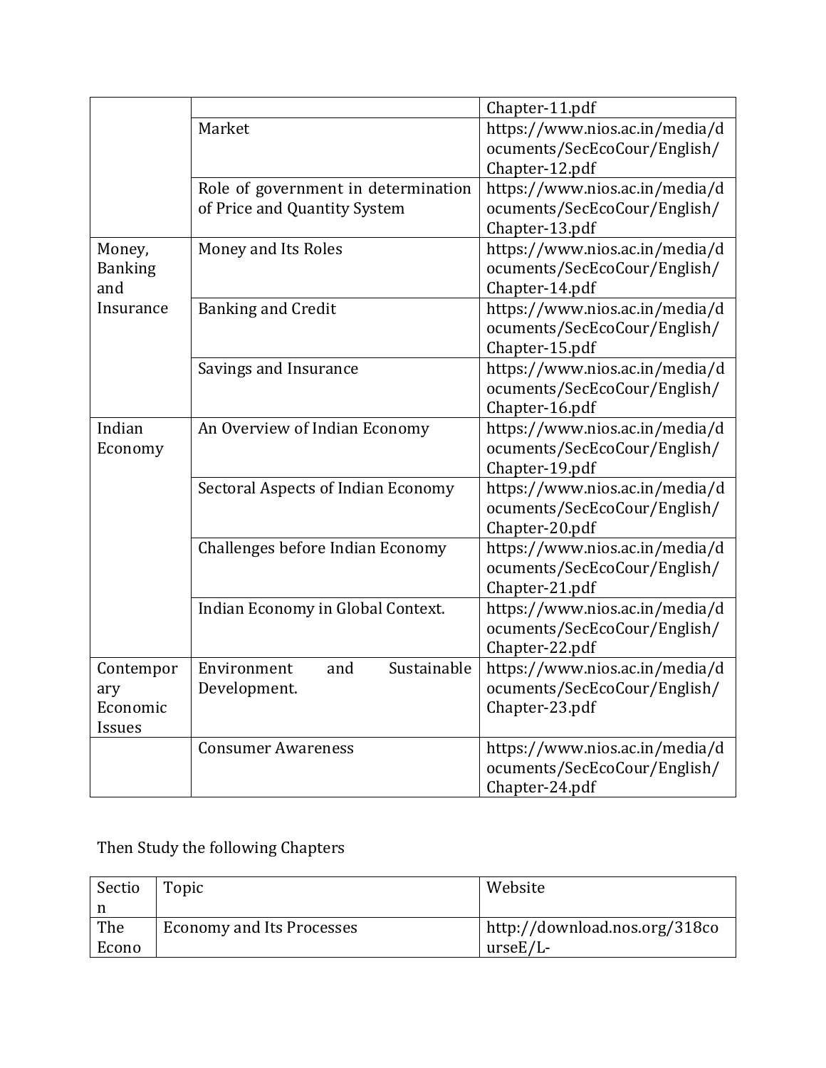| | | |
|---|---|---|
| | | Chapter-11.pdf |
| | Market | https://www.nios.ac.in/media/documents/SecEcoCour/English/Chapter-12.pdf |
| | Role of government in determination of Price and Quantity System | https://www.nios.ac.in/media/documents/SecEcoCour/English/Chapter-13.pdf |
| Money, Banking and Insurance | Money and Its Roles | https://www.nios.ac.in/media/documents/SecEcoCour/English/Chapter-14.pdf |
| | Banking and Credit | https://www.nios.ac.in/media/documents/SecEcoCour/English/Chapter-15.pdf |
| | Savings and Insurance | https://www.nios.ac.in/media/documents/SecEcoCour/English/Chapter-16.pdf |
| Indian Economy | An Overview of Indian Economy | https://www.nios.ac.in/media/documents/SecEcoCour/English/Chapter-19.pdf |
| | Sectoral Aspects of Indian Economy | https://www.nios.ac.in/media/documents/SecEcoCour/English/Chapter-20.pdf |
| | Challenges before Indian Economy | https://www.nios.ac.in/media/documents/SecEcoCour/English/Chapter-21.pdf |
| | Indian Economy in Global Context. | https://www.nios.ac.in/media/documents/SecEcoCour/English/Chapter-22.pdf |
| Contemporary Economic Issues | Environment and Sustainable Development. | https://www.nios.ac.in/media/documents/SecEcoCour/English/Chapter-23.pdf |
| | Consumer Awareness | https://www.nios.ac.in/media/documents/SecEcoCour/English/Chapter-24.pdf |

Then Study the following Chapters

| Section | Topic | Website |
|---|---|---|
| The Econo | Economy and Its Processes | http://download.nos.org/318courseE/L- |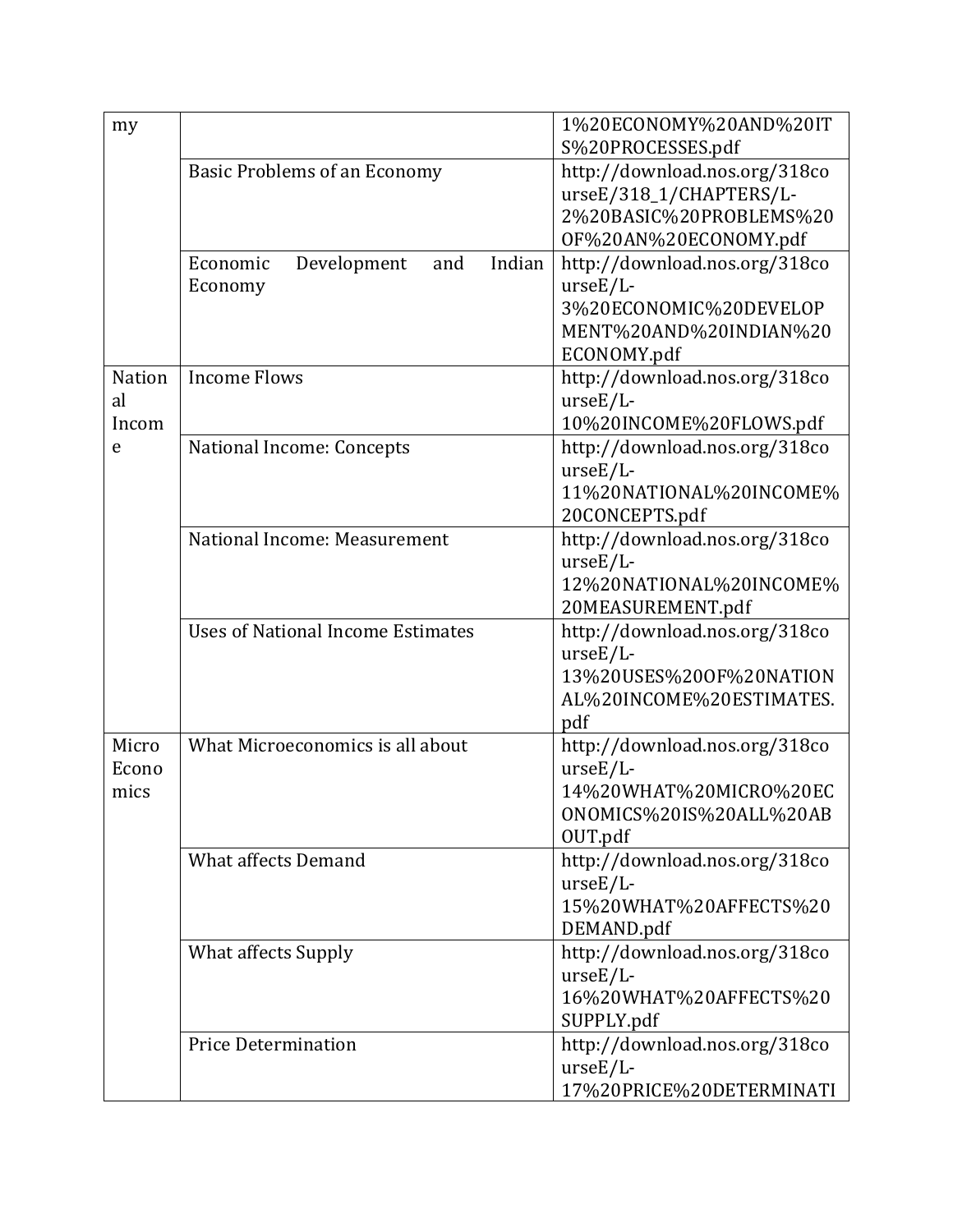| my | | 1%20ECONOMY%20AND%20ITS%20PROCESSES.pdf |
|---|---|---|
| | Basic Problems of an Economy | http://download.nos.org/318courseE/318_1/CHAPTERS/L-2%20BASIC%20PROBLEMS%20OF%20AN%20ECONOMY.pdf |
| | Economic Development and Indian Economy | http://download.nos.org/318courseE/L-3%20ECONOMIC%20DEVELOPMENT%20AND%20INDIAN%20ECONOMY.pdf |
| National Income | Income Flows | http://download.nos.org/318courseE/L-10%20INCOME%20FLOWS.pdf |
| | National Income: Concepts | http://download.nos.org/318courseE/L-11%20NATIONAL%20INCOME%20CONCEPTS.pdf |
| | National Income: Measurement | http://download.nos.org/318courseE/L-12%20NATIONAL%20INCOME%20MEASUREMENT.pdf |
| | Uses of National Income Estimates | http://download.nos.org/318courseE/L-13%20USES%20OF%20NATIONAL%20INCOME%20ESTIMATES.pdf |
| Micro Economics | What Microeconomics is all about | http://download.nos.org/318courseE/L-14%20WHAT%20MICRO%20ECONOMICS%20IS%20ALL%20ABOUT.pdf |
| | What affects Demand | http://download.nos.org/318courseE/L-15%20WHAT%20AFFECTS%20DEMAND.pdf |
| | What affects Supply | http://download.nos.org/318courseE/L-16%20WHAT%20AFFECTS%20SUPPLY.pdf |
| | Price Determination | http://download.nos.org/318courseE/L-17%20PRICE%20DETERMINATI |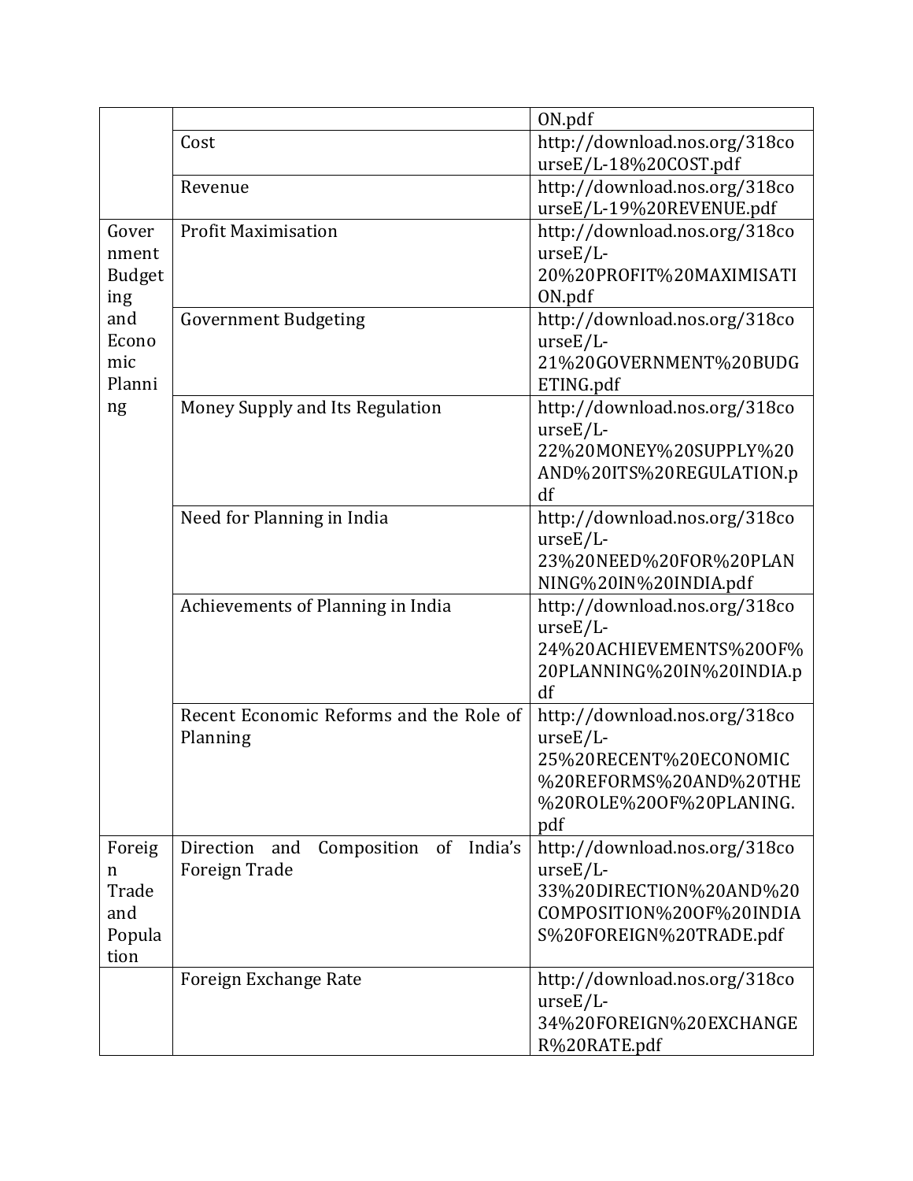| | | |
|---|---|---|
| | | ON.pdf |
| | Cost | http://download.nos.org/318courseE/L-18%20COST.pdf |
| | Revenue | http://download.nos.org/318courseE/L-19%20REVENUE.pdf |
| Government Budgeting and Economic Planning | Profit Maximisation | http://download.nos.org/318courseE/L-20%20PROFIT%20MAXIMISATION.pdf |
| | Government Budgeting | http://download.nos.org/318courseE/L-21%20GOVERNMENT%20BUDGETING.pdf |
| | Money Supply and Its Regulation | http://download.nos.org/318courseE/L-22%20MONEY%20SUPPLY%20AND%20ITS%20REGULATION.pdf |
| | Need for Planning in India | http://download.nos.org/318courseE/L-23%20NEED%20FOR%20PLANNING%20IN%20INDIA.pdf |
| | Achievements of Planning in India | http://download.nos.org/318courseE/L-24%20ACHIEVEMENTS%20OF%20PLANNING%20IN%20INDIA.pdf |
| | Recent Economic Reforms and the Role of Planning | http://download.nos.org/318courseE/L-25%20RECENT%20ECONOMIC%20REFORMS%20AND%20THE%20ROLE%20OF%20PLANING.pdf |
| Foreign Trade and Population | Direction and Composition of India's Foreign Trade | http://download.nos.org/318courseE/L-33%20DIRECTION%20AND%20COMPOSITION%20OF%20INDIAS%20FOREIGN%20TRADE.pdf |
| | Foreign Exchange Rate | http://download.nos.org/318courseE/L-34%20FOREIGN%20EXCHANGER%20RATE.pdf |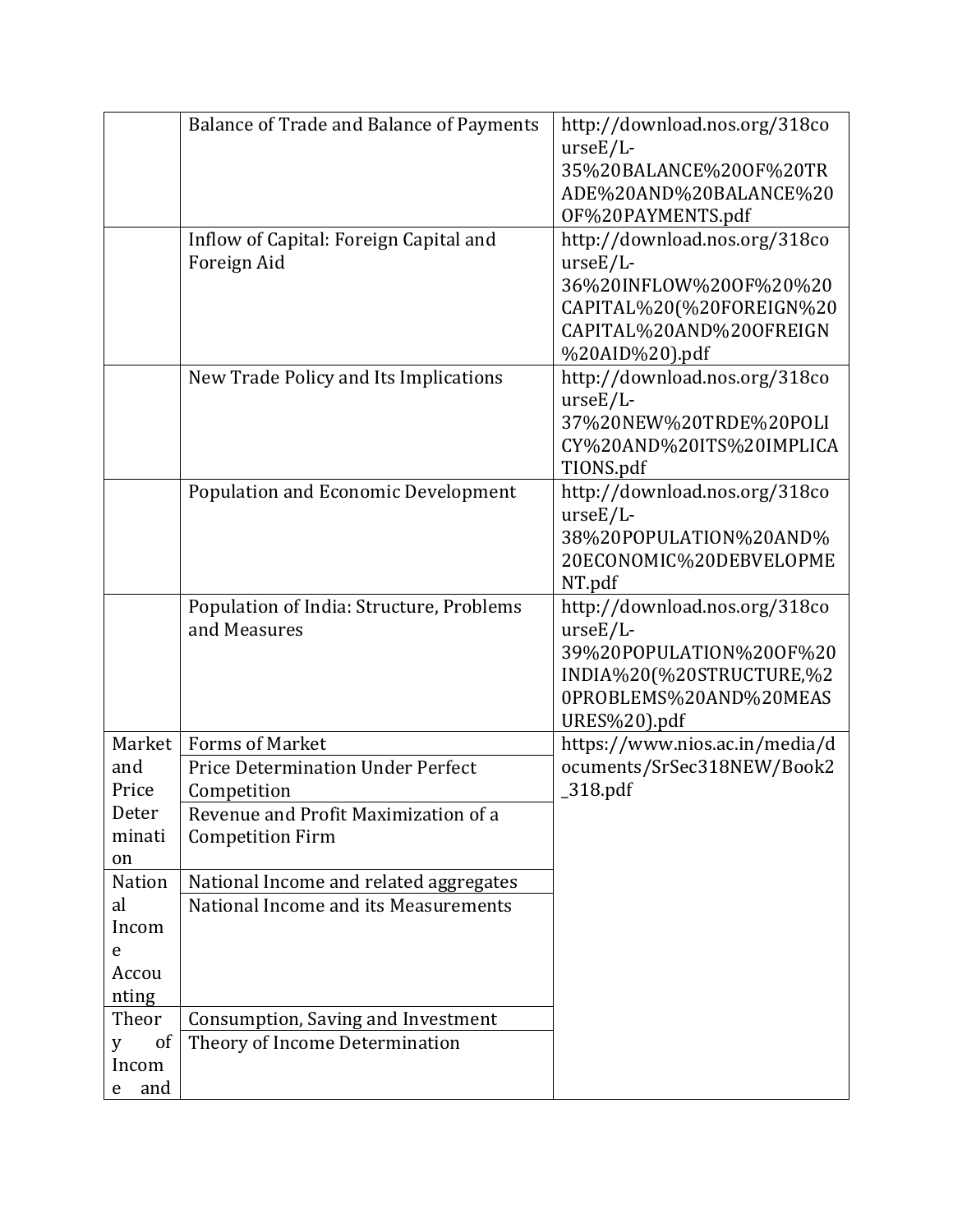| | | |
|---|---|---|
| | Balance of Trade and Balance of Payments | http://download.nos.org/318courseE/L-35%20BALANCE%20OF%20TRADE%20AND%20BALANCE%20OF%20PAYMENTS.pdf |
| | Inflow of Capital: Foreign Capital and Foreign Aid | http://download.nos.org/318courseE/L-36%20INFLOW%20OF%20%20CAPITAL%20(%20FOREIGN%20CAPITAL%20AND%20OFREIGN%20AID%20).pdf |
| | New Trade Policy and Its Implications | http://download.nos.org/318courseE/L-37%20NEW%20TRDE%20POLICY%20AND%20ITS%20IMPLICATIONS.pdf |
| | Population and Economic Development | http://download.nos.org/318courseE/L-38%20POPULATION%20AND%20ECONOMIC%20DEBVELOPMENT.pdf |
| | Population of India: Structure, Problems and Measures | http://download.nos.org/318courseE/L-39%20POPULATION%20OF%20INDIA%20(%20STRUCTURE,%20PROBLEMS%20AND%20MEASURES%20).pdf |
| Market and Price Determination | Forms of Market | https://www.nios.ac.in/media/documents/SrSec318NEW/Book2_318.pdf |
| | Price Determination Under Perfect Competition | |
| | Revenue and Profit Maximization of a Competition Firm | |
| National Income Accounting | National Income and related aggregates | |
| | National Income and its Measurements | |
| Theory of Income and | Consumption, Saving and Investment | |
| | Theory of Income Determination | |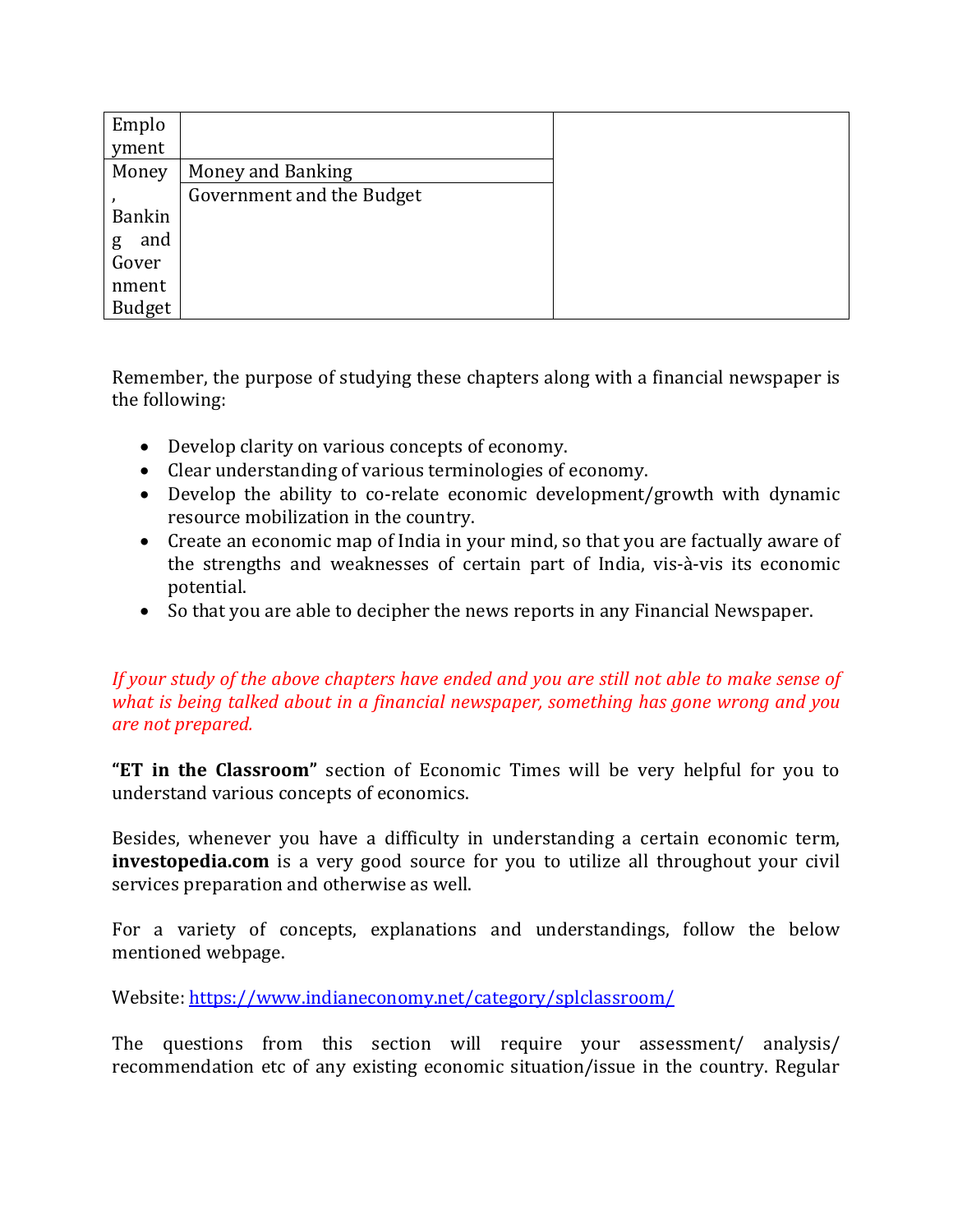| | | |
|---|---|---|
| Employment | | |
| Money, Banking and Government Budget | Money and Banking | |
| | Government and the Budget | |

Remember, the purpose of studying these chapters along with a financial newspaper is the following:

- Develop clarity on various concepts of economy.
- Clear understanding of various terminologies of economy.
- Develop the ability to co-relate economic development/growth with dynamic resource mobilization in the country.
- Create an economic map of India in your mind, so that you are factually aware of the strengths and weaknesses of certain part of India, vis-à-vis its economic potential.
- So that you are able to decipher the news reports in any Financial Newspaper.

*If your study of the above chapters have ended and you are still not able to make sense of what is being talked about in a financial newspaper, something has gone wrong and you are not prepared.*

**"ET in the Classroom"** section of Economic Times will be very helpful for you to understand various concepts of economics.

Besides, whenever you have a difficulty in understanding a certain economic term, **investopedia.com** is a very good source for you to utilize all throughout your civil services preparation and otherwise as well.

For a variety of concepts, explanations and understandings, follow the below mentioned webpage.

Website: [https://www.indianeconomy.net/category/splclassroom/](https://www.indianeconomy.net/category/splclassroom/)

The questions from this section will require your assessment/ analysis/ recommendation etc of any existing economic situation/issue in the country. Regular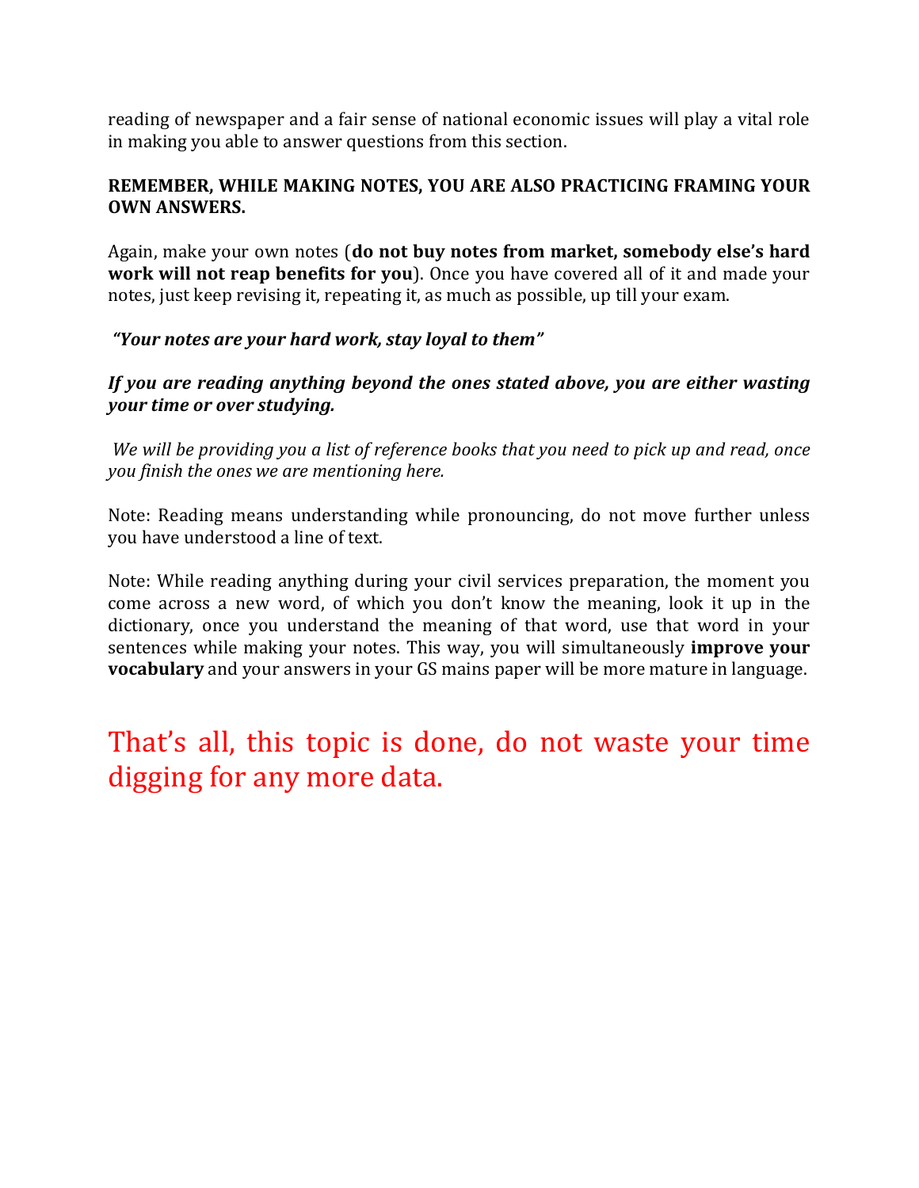reading of newspaper and a fair sense of national economic issues will play a vital role in making you able to answer questions from this section.

**REMEMBER, WHILE MAKING NOTES, YOU ARE ALSO PRACTICING FRAMING YOUR OWN ANSWERS.**

Again, make your own notes (**do not buy notes from market, somebody else's hard work will not reap benefits for you**). Once you have covered all of it and made your notes, just keep revising it, repeating it, as much as possible, up till your exam.

***"Your notes are your hard work, stay loyal to them"***

***If you are reading anything beyond the ones stated above, you are either wasting your time or over studying.***

*We will be providing you a list of reference books that you need to pick up and read, once you finish the ones we are mentioning here.*

Note: Reading means understanding while pronouncing, do not move further unless you have understood a line of text.

Note: While reading anything during your civil services preparation, the moment you come across a new word, of which you don't know the meaning, look it up in the dictionary, once you understand the meaning of that word, use that word in your sentences while making your notes. This way, you will simultaneously **improve your vocabulary** and your answers in your GS mains paper will be more mature in language.

That's all, this topic is done, do not waste your time digging for any more data.